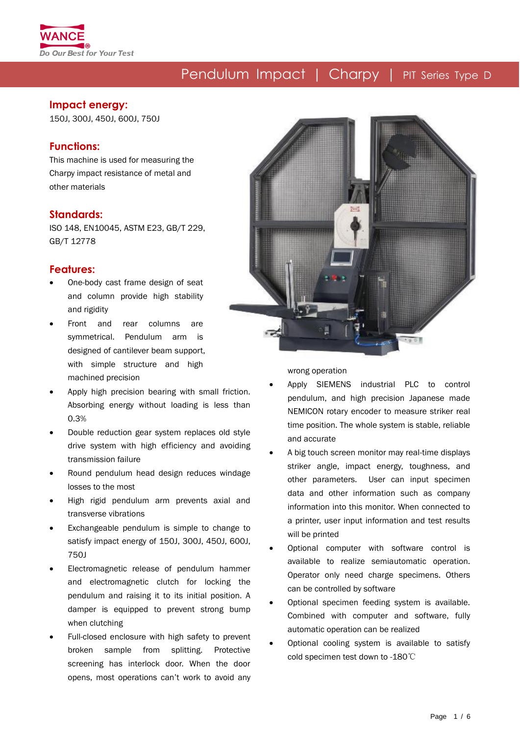# Pendulum Impact | Charpy | PIT Series Type D

## Impact energy:

150J, 300J, 450J, 600J, 750J

## Functions:

This machine is used for measuring the Charpy impact resistance of metal and other materials

## Standards:

ISO 148, EN10045, ASTM E23, GB/T 229, GB/T 12778

## Features:

- One-body cast frame design of seat and column provide high stability and rigidity
- Front and rear columns are symmetrical. Pendulum arm is designed of cantilever beam support, with simple structure and high machined precision
- Apply high precision bearing with small friction. Absorbing energy without loading is less than 0.3%
- Double reduction gear system replaces old style drive system with high efficiency and avoiding transmission failure
- Round pendulum head design reduces windage losses to the most
- High rigid pendulum arm prevents axial and transverse vibrations
- Exchangeable pendulum is simple to change to satisfy impact energy of 150J, 300J, 450J, 600J, 750J
- Electromagnetic release of pendulum hammer and electromagnetic clutch for locking the pendulum and raising it to its initial position. A damper is equipped to prevent strong bump when clutching
- Full-closed enclosure with high safety to prevent broken sample from splitting. Protective screening has interlock door. When the door opens, most operations can't work to avoid any wrong operation
- Apply SIEMENS industrial PLC to control pendulum, and high precision Japanese made NEMICON rotary encoder to measure striker real time position. The whole system is stable, reliable and accurate
- A big touch screen monitor may real-time displays striker angle, impact energy, toughness, and other parameters. User can input specimen data and other information such as company information into this monitor. When connected to a printer, user input information and test results will be printed
- Optional computer with software control is available to realize semiautomatic operation. Operator only need charge specimens. Others can be controlled by software
- Optional specimen feeding system is available. Combined with computer and software, fully automatic operation can be realized
- Optional cooling system is available to satisfy cold specimen test down to -180℃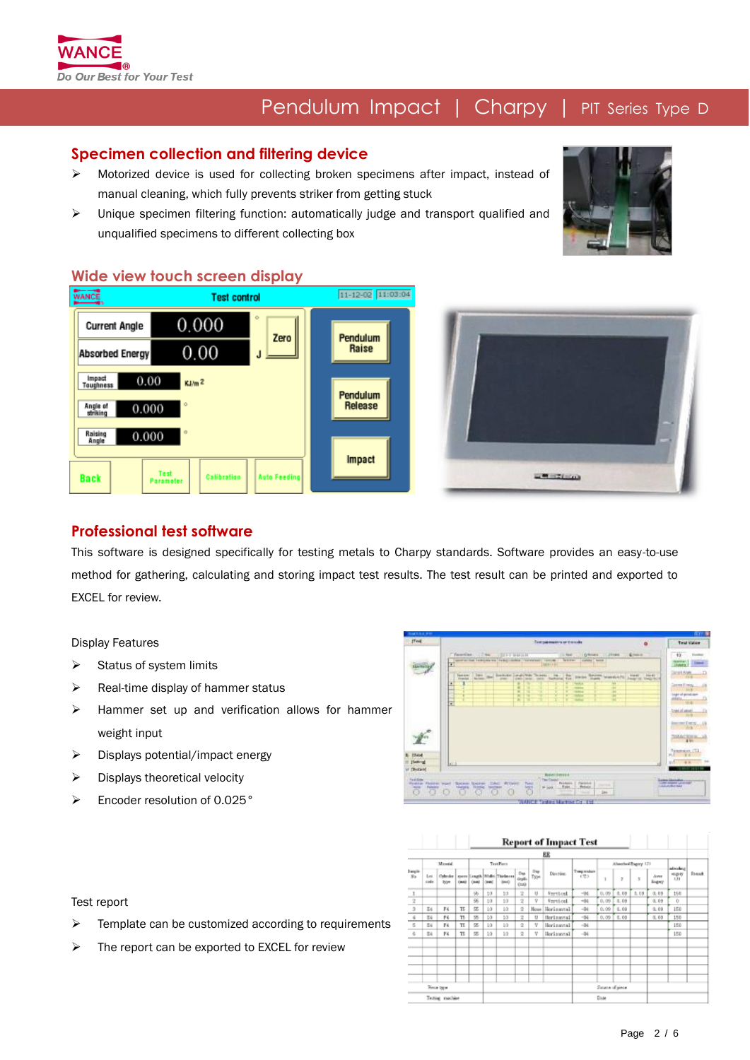## Specimen collection and filtering device

- Motorized device is used for collecting broken specimens after impact, instead of manual cleaning, which fully prevents striker from getting stuck
- Unique specimen filtering function: automatically judge and transport qualified and unqualified specimens to different collecting box

## Wide view touch screen display

## Professional test software

This software is designed specifically for testing metals to Charpy standards. Software provides an easy-to-use method for gathering, calculating and storing impact test results. The test result can be printed and exported to EXCEL for review.

Display Features

- Status of system limits
- Real-time display of hammer status
- Hammer set up and verification allows for hammer weight input
- Displays potential/impact energy
- Displays theoretical velocity
- Encoder resolution of 0.025°

Test report

- Template can be customized according to requirements
- The report can be exported to EXCEL for review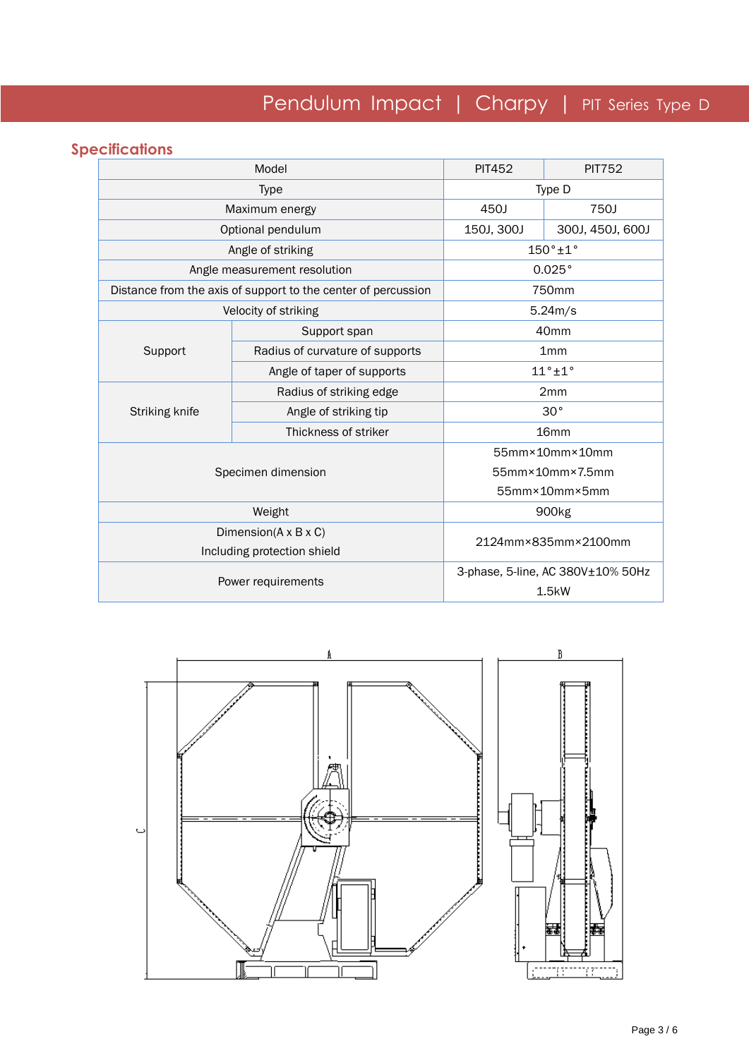## Specifications

| Model | | PIT452 | PIT752 |
|---|---|---|---|
| Type | | Type D | |
| Maximum energy | | 450J | 750J |
| Optional pendulum | | 150J, 300J | 300J, 450J, 600J |
| Angle of striking | | 150°±1° | |
| Angle measurement resolution | | 0.025° | |
| Distance from the axis of support to the center of percussion | | 750mm | |
| Velocity of striking | | 5.24m/s | |
| Support | Support span | 40mm | |
| | Radius of curvature of supports | 1mm | |
| | Angle of taper of supports | 11°±1° | |
| Striking knife | Radius of striking edge | 2mm | |
| | Angle of striking tip | 30° | |
| | Thickness of striker | 16mm | |
| Specimen dimension | | 55mm×10mm×10mm<br>55mm×10mm×7.5mm<br>55mm×10mm×5mm | |
| Weight | | 900kg | |
| Dimension(A x B x C)<br>Including protection shield | | 2124mm×835mm×2100mm | |
| Power requirements | | 3-phase, 5-line, AC 380V±10% 50Hz<br>1.5kW | |

A

B

C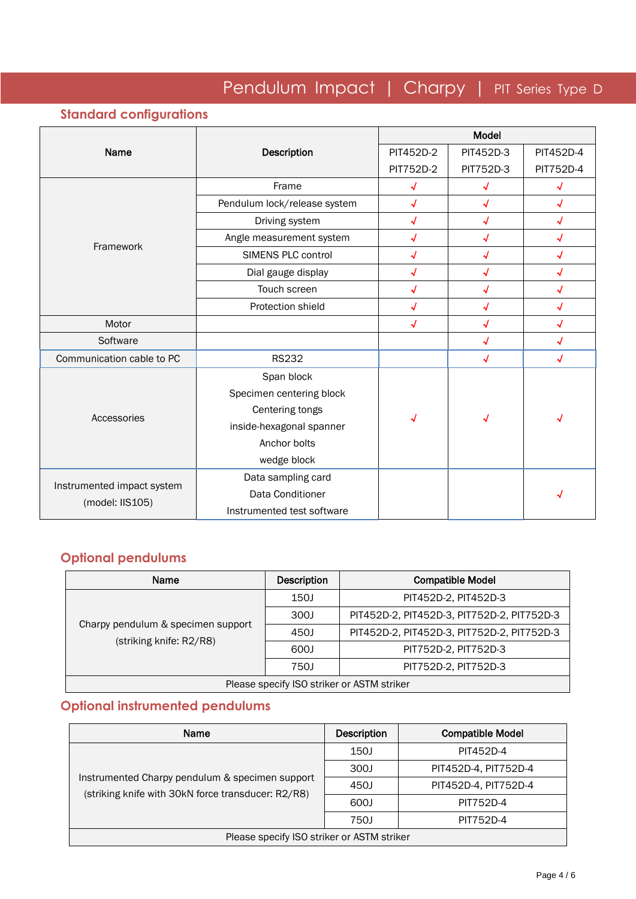# Pendulum Impact | Charpy | PIT Series Type D

## Standard configurations

| Name | Description | Model | | |
|---|---|---|---|---|
| | | PIT452D-2<br>PIT752D-2 | PIT452D-3<br>PIT752D-3 | PIT452D-4<br>PIT752D-4 |
| Framework | Frame | √ | √ | √ |
| | Pendulum lock/release system | √ | √ | √ |
| | Driving system | √ | √ | √ |
| | Angle measurement system | √ | √ | √ |
| | SIMENS PLC control | √ | √ | √ |
| | Dial gauge display | √ | √ | √ |
| | Touch screen | √ | √ | √ |
| | Protection shield | √ | √ | √ |
| Motor | | √ | √ | √ |
| Software | | | √ | √ |
| Communication cable to PC | RS232 | | √ | √ |
| Accessories | Span block<br>Specimen centering block<br>Centering tongs<br>inside-hexagonal spanner<br>Anchor bolts<br>wedge block | √ | √ | √ |
| Instrumented impact system (model: IIS105) | Data sampling card<br>Data Conditioner<br>Instrumented test software | | | √ |

## Optional pendulums

| Name | Description | Compatible Model |
|---|---|---|
| Charpy pendulum & specimen support (striking knife: R2/R8) | 150J | PIT452D-2, PIT452D-3 |
| | 300J | PIT452D-2, PIT452D-3, PIT752D-2, PIT752D-3 |
| | 450J | PIT452D-2, PIT452D-3, PIT752D-2, PIT752D-3 |
| | 600J | PIT752D-2, PIT752D-3 |
| | 750J | PIT752D-2, PIT752D-3 |
| Please specify ISO striker or ASTM striker | | |

## Optional instrumented pendulums

| Name | Description | Compatible Model |
|---|---|---|
| Instrumented Charpy pendulum & specimen support (striking knife with 30kN force transducer: R2/R8) | 150J | PIT452D-4 |
| | 300J | PIT452D-4, PIT752D-4 |
| | 450J | PIT452D-4, PIT752D-4 |
| | 600J | PIT752D-4 |
| | 750J | PIT752D-4 |
| Please specify ISO striker or ASTM striker | | |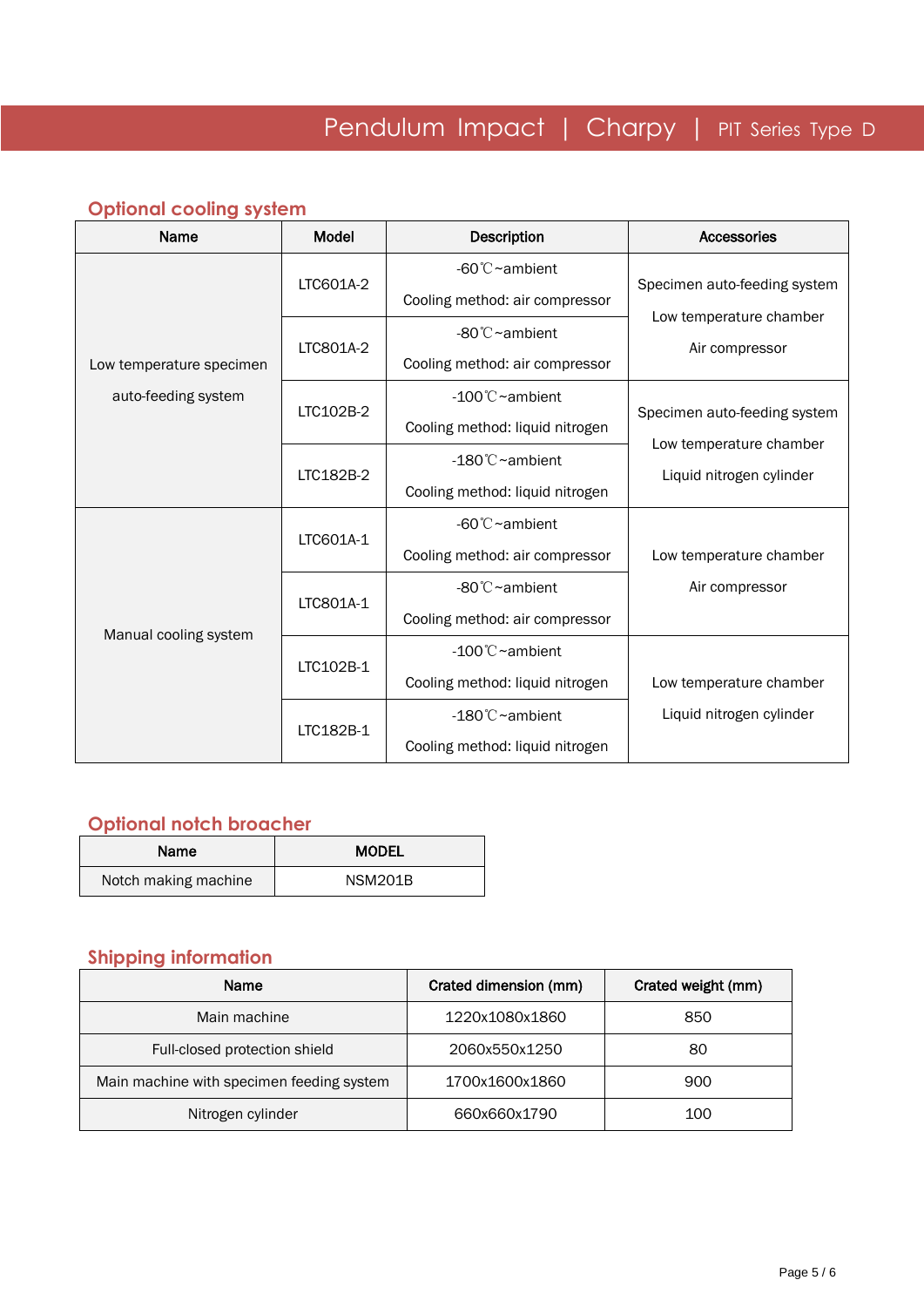## Optional cooling system

| Name | Model | Description | Accessories |
|---|---|---|---|
| Low temperature specimen auto-feeding system | LTC601A-2 | -60℃~ambient<br>Cooling method: air compressor | Specimen auto-feeding system<br>Low temperature chamber<br>Air compressor |
| | LTC801A-2 | -80℃~ambient<br>Cooling method: air compressor | |
| | LTC102B-2 | -100℃~ambient<br>Cooling method: liquid nitrogen | Specimen auto-feeding system<br>Low temperature chamber<br>Liquid nitrogen cylinder |
| | LTC182B-2 | -180℃~ambient<br>Cooling method: liquid nitrogen | |
| Manual cooling system | LTC601A-1 | -60℃~ambient<br>Cooling method: air compressor | Low temperature chamber<br>Air compressor |
| | LTC801A-1 | -80℃~ambient<br>Cooling method: air compressor | |
| | LTC102B-1 | -100℃~ambient<br>Cooling method: liquid nitrogen | Low temperature chamber<br>Liquid nitrogen cylinder |
| | LTC182B-1 | -180℃~ambient<br>Cooling method: liquid nitrogen | |

## Optional notch broacher

| Name | MODEL |
|---|---|
| Notch making machine | NSM201B |

## Shipping information

| Name | Crated dimension (mm) | Crated weight (mm) |
|---|---|---|
| Main machine | 1220x1080x1860 | 850 |
| Full-closed protection shield | 2060x550x1250 | 80 |
| Main machine with specimen feeding system | 1700x1600x1860 | 900 |
| Nitrogen cylinder | 660x660x1790 | 100 |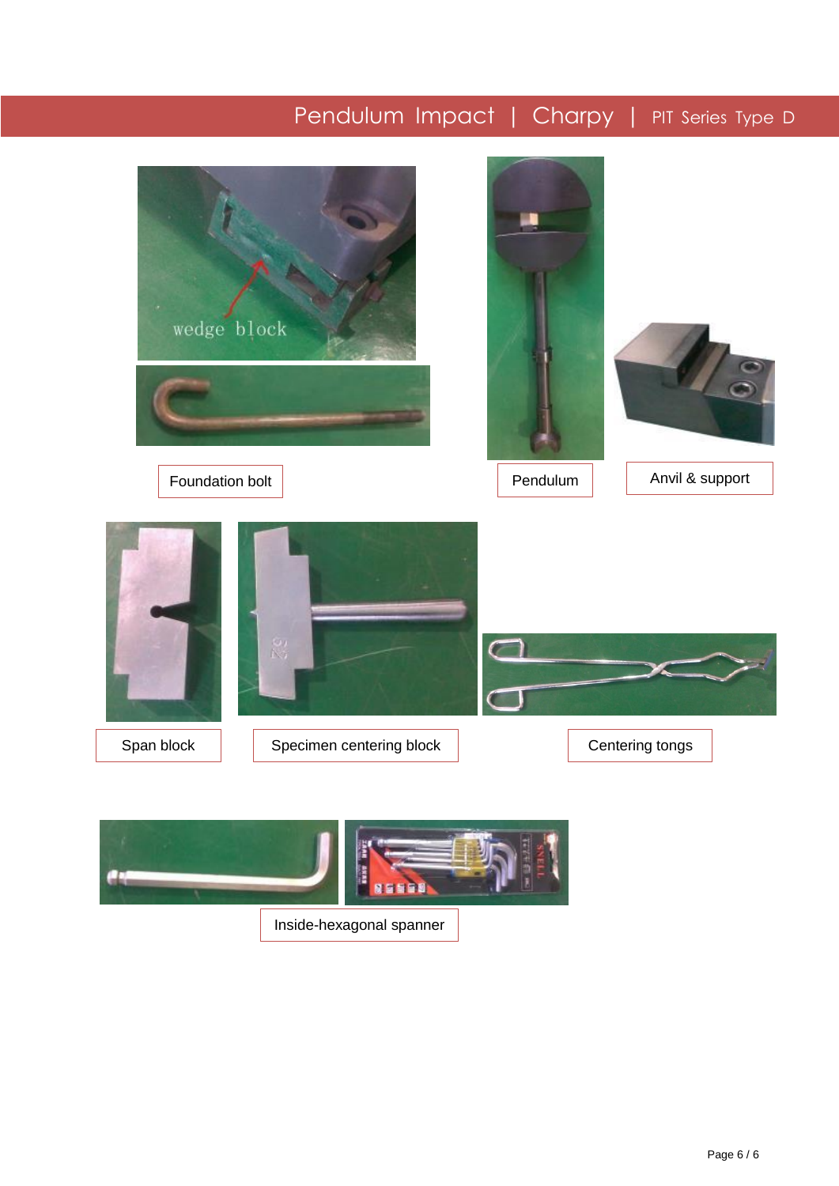Foundation bolt

Pendulum

Anvil & support

Span block

Specimen centering block

Centering tongs

Inside-hexagonal spanner